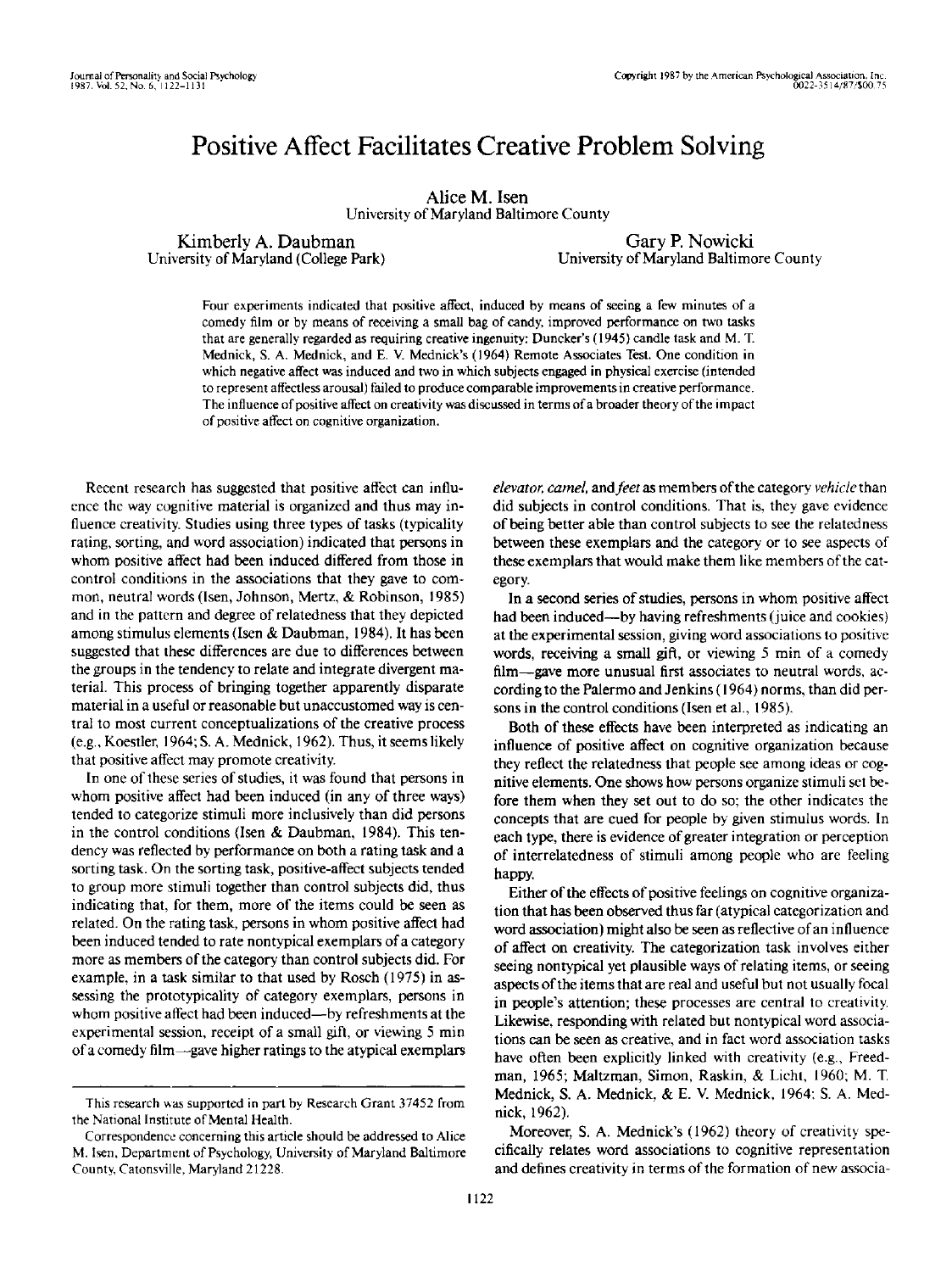# Positive Affect Facilitates Creative Problem Solving

Alice M. Isen
University of Maryland Baltimore County

Kimberly A. Daubman
University of Maryland (College Park)

Gary P. Nowicki
University of Maryland Baltimore County

Four experiments indicated that positive affect, induced by means of seeing a few minutes of a comedy film or by means of receiving a small bag of candy, improved performance on two tasks that are generally regarded as requiring creative ingenuity: Duncker's (1945) candle task and M. T. Mednick, S. A. Mednick, and E. V. Mednick's (1964) Remote Associates Test. One condition in which negative affect was induced and two in which subjects engaged in physical exercise (intended to represent affectless arousal) failed to produce comparable improvements in creative performance. The influence of positive affect on creativity was discussed in terms of a broader theory of the impact of positive affect on cognitive organization.

Recent research has suggested that positive affect can influence the way cognitive material is organized and thus may influence creativity. Studies using three types of tasks (typicality rating, sorting, and word association) indicated that persons in whom positive affect had been induced differed from those in control conditions in the associations that they gave to common, neutral words (Isen, Johnson, Mertz, & Robinson, 1985) and in the pattern and degree of relatedness that they depicted among stimulus elements (Isen & Daubman, 1984). It has been suggested that these differences are due to differences between the groups in the tendency to relate and integrate divergent material. This process of bringing together apparently disparate material in a useful or reasonable but unaccustomed way is central to most current conceptualizations of the creative process (e.g., Koestler, 1964; S. A. Mednick, 1962). Thus, it seems likely that positive affect may promote creativity.

In one of these series of studies, it was found that persons in whom positive affect had been induced (in any of three ways) tended to categorize stimuli more inclusively than did persons in the control conditions (Isen & Daubman, 1984). This tendency was reflected by performance on both a rating task and a sorting task. On the sorting task, positive-affect subjects tended to group more stimuli together than control subjects did, thus indicating that, for them, more of the items could be seen as related. On the rating task, persons in whom positive affect had been induced tended to rate nontypical exemplars of a category more as members of the category than control subjects did. For example, in a task similar to that used by Rosch (1975) in assessing the prototypicality of category exemplars, persons in whom positive affect had been induced—by refreshments at the experimental session, receipt of a small gift, or viewing 5 min of a comedy film—gave higher ratings to the atypical exemplars *elevator, camel,* and *feet* as members of the category *vehicle* than did subjects in control conditions. That is, they gave evidence of being better able than control subjects to see the relatedness between these exemplars and the category or to see aspects of these exemplars that would make them like members of the category.

In a second series of studies, persons in whom positive affect had been induced—by having refreshments (juice and cookies) at the experimental session, giving word associations to positive words, receiving a small gift, or viewing 5 min of a comedy film—gave more unusual first associates to neutral words, according to the Palermo and Jenkins (1964) norms, than did persons in the control conditions (Isen et al., 1985).

Both of these effects have been interpreted as indicating an influence of positive affect on cognitive organization because they reflect the relatedness that people see among ideas or cognitive elements. One shows how persons organize stimuli set before them when they set out to do so; the other indicates the concepts that are cued for people by given stimulus words. In each type, there is evidence of greater integration or perception of interrelatedness of stimuli among people who are feeling happy.

Either of the effects of positive feelings on cognitive organization that has been observed thus far (atypical categorization and word association) might also be seen as reflective of an influence of affect on creativity. The categorization task involves either seeing nontypical yet plausible ways of relating items, or seeing aspects of the items that are real and useful but not usually focal in people's attention; these processes are central to creativity. Likewise, responding with related but nontypical word associations can be seen as creative, and in fact word association tasks have often been explicitly linked with creativity (e.g., Freedman, 1965; Maltzman, Simon, Raskin, & Licht, 1960; M. T. Mednick, S. A. Mednick, & E. V. Mednick, 1964; S. A. Mednick, 1962).

Moreover, S. A. Mednick's (1962) theory of creativity specifically relates word associations to cognitive representation and defines creativity in terms of the formation of new associa-

---

This research was supported in part by Research Grant 37452 from the National Institute of Mental Health.

Correspondence concerning this article should be addressed to Alice M. Isen, Department of Psychology, University of Maryland Baltimore County, Catonsville, Maryland 21228.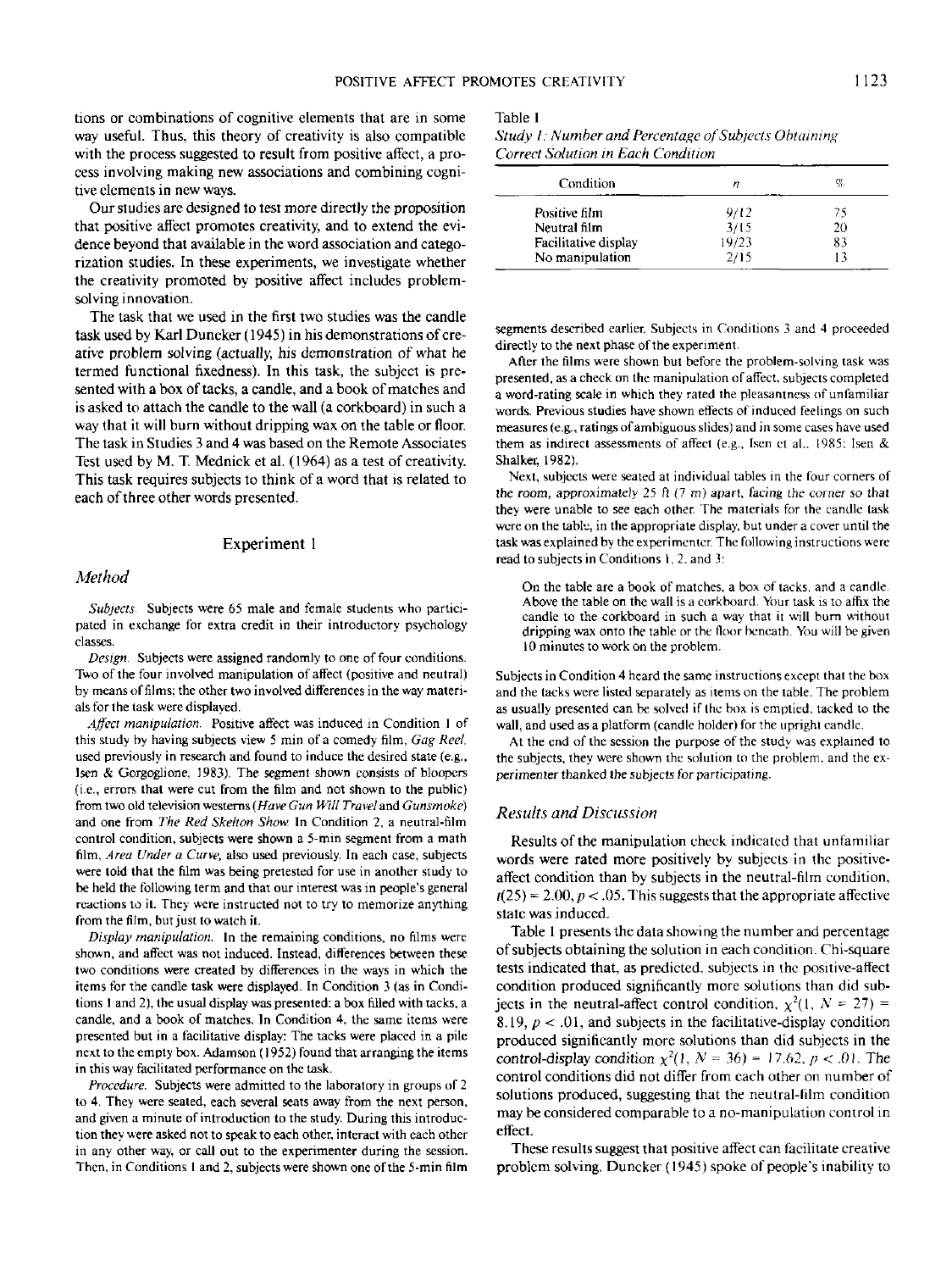tions or combinations of cognitive elements that are in some way useful. Thus, this theory of creativity is also compatible with the process suggested to result from positive affect, a process involving making new associations and combining cognitive elements in new ways.

Our studies are designed to test more directly the proposition that positive affect promotes creativity, and to extend the evidence beyond that available in the word association and categorization studies. In these experiments, we investigate whether the creativity promoted by positive affect includes problem-solving innovation.

The task that we used in the first two studies was the candle task used by Karl Duncker (1945) in his demonstrations of creative problem solving (actually, his demonstration of what he termed functional fixedness). In this task, the subject is presented with a box of tacks, a candle, and a book of matches and is asked to attach the candle to the wall (a corkboard) in such a way that it will burn without dripping wax on the table or floor. The task in Studies 3 and 4 was based on the Remote Associates Test used by M. T. Mednick et al. (1964) as a test of creativity. This task requires subjects to think of a word that is related to each of three other words presented.

## Experiment 1

### Method

*Subjects.* Subjects were 65 male and female students who participated in exchange for extra credit in their introductory psychology classes.

*Design.* Subjects were assigned randomly to one of four conditions. Two of the four involved manipulation of affect (positive and neutral) by means of films; the other two involved differences in the way materials for the task were displayed.

*Affect manipulation.* Positive affect was induced in Condition 1 of this study by having subjects view 5 min of a comedy film, *Gag Reel*, used previously in research and found to induce the desired state (e.g., Isen & Gorgoglione, 1983). The segment shown consists of bloopers (i.e., errors that were cut from the film and not shown to the public) from two old television westerns (*Have Gun Will Travel* and *Gunsmoke*) and one from *The Red Skelton Show.* In Condition 2, a neutral-film control condition, subjects were shown a 5-min segment from a math film, *Area Under a Curve*, also used previously. In each case, subjects were told that the film was being pretested for use in another study to be held the following term and that our interest was in people's general reactions to it. They were instructed not to try to memorize anything from the film, but just to watch it.

*Display manipulation.* In the remaining conditions, no films were shown, and affect was not induced. Instead, differences between these two conditions were created by differences in the ways in which the items for the candle task were displayed. In Condition 3 (as in Conditions 1 and 2), the usual display was presented: a box filled with tacks, a candle, and a book of matches. In Condition 4, the same items were presented but in a facilitative display: The tacks were placed in a pile next to the empty box. Adamson (1952) found that arranging the items in this way facilitated performance on the task.

*Procedure.* Subjects were admitted to the laboratory in groups of 2 to 4. They were seated, each several seats away from the next person, and given a minute of introduction to the study. During this introduction they were asked not to speak to each other, interact with each other in any other way, or call out to the experimenter during the session. Then, in Conditions 1 and 2, subjects were shown one of the 5-min film segments described earlier. Subjects in Conditions 3 and 4 proceeded directly to the next phase of the experiment.

After the films were shown but before the problem-solving task was presented, as a check on the manipulation of affect, subjects completed a word-rating scale in which they rated the pleasantness of unfamiliar words. Previous studies have shown effects of induced feelings on such measures (e.g., ratings of ambiguous slides) and in some cases have used them as indirect assessments of affect (e.g., Isen et al., 1985; Isen & Shalker, 1982).

Next, subjects were seated at individual tables in the four corners of the room, approximately 25 ft (7 m) apart, facing the corner so that they were unable to see each other. The materials for the candle task were on the table, in the appropriate display, but under a cover until the task was explained by the experimenter. The following instructions were read to subjects in Conditions 1, 2, and 3:

> On the table are a book of matches, a box of tacks, and a candle. Above the table on the wall is a corkboard. Your task is to affix the candle to the corkboard in such a way that it will burn without dripping wax onto the table or the floor beneath. You will be given 10 minutes to work on the problem.

Subjects in Condition 4 heard the same instructions except that the box and the tacks were listed separately as items on the table. The problem as usually presented can be solved if the box is emptied, tacked to the wall, and used as a platform (candle holder) for the upright candle.

At the end of the session the purpose of the study was explained to the subjects, they were shown the solution to the problem, and the experimenter thanked the subjects for participating.

Table 1
*Study 1: Number and Percentage of Subjects Obtaining Correct Solution in Each Condition*

| Condition | $n$ | % |
|---|---|---|
| Positive film | 9/12 | 75 |
| Neutral film | 3/15 | 20 |
| Facilitative display | 19/23 | 83 |
| No manipulation | 2/15 | 13 |

### Results and Discussion

Results of the manipulation check indicated that unfamiliar words were rated more positively by subjects in the positive-affect condition than by subjects in the neutral-film condition, $t(25) = 2.00, p < .05$. This suggests that the appropriate affective state was induced.

Table 1 presents the data showing the number and percentage of subjects obtaining the solution in each condition. Chi-square tests indicated that, as predicted, subjects in the positive-affect condition produced significantly more solutions than did subjects in the neutral-affect control condition, $\chi^2(1, N = 27) = 8.19, p < .01$, and subjects in the facilitative-display condition produced significantly more solutions than did subjects in the control-display condition $\chi^2(1, N = 36) = 17.62, p < .01$. The control conditions did not differ from each other on number of solutions produced, suggesting that the neutral-film condition may be considered comparable to a no-manipulation control in effect.

These results suggest that positive affect can facilitate creative problem solving. Duncker (1945) spoke of people's inability to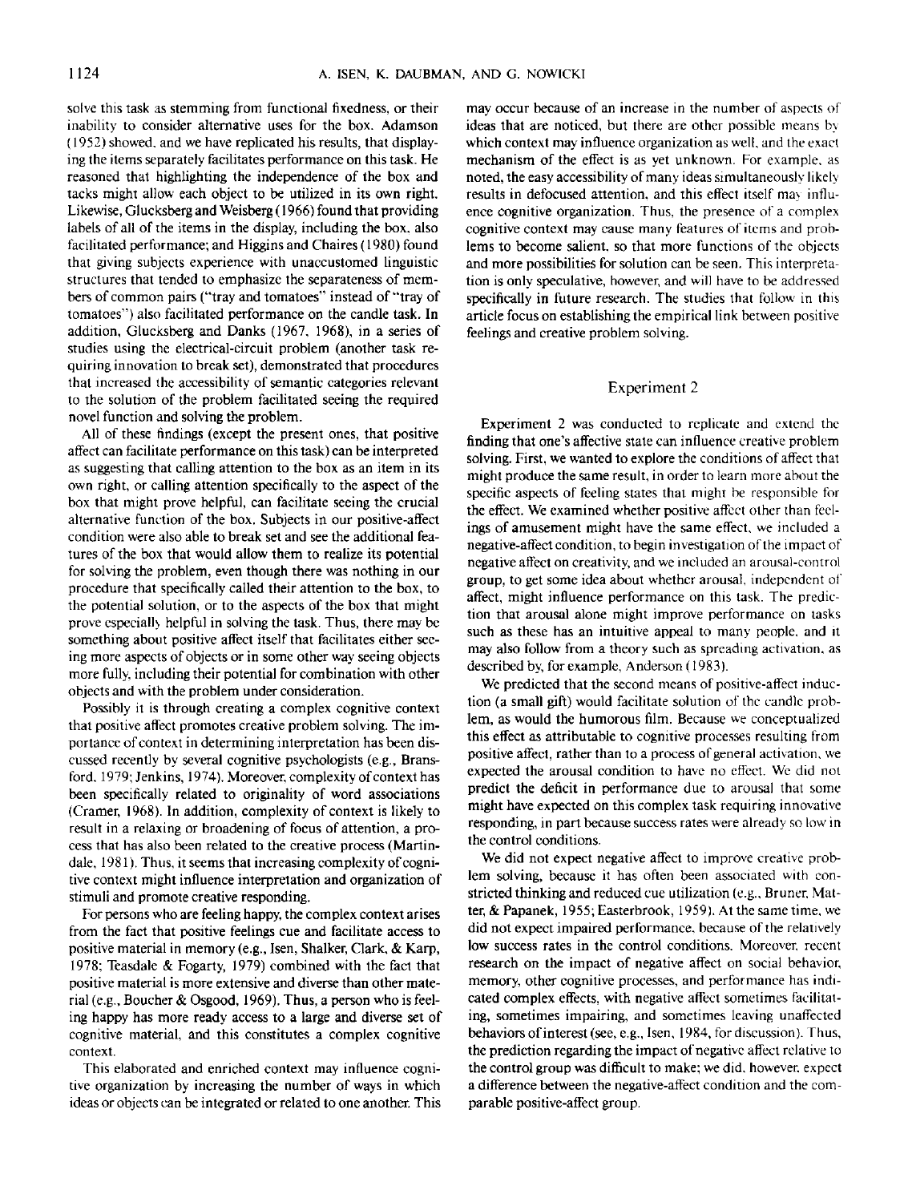solve this task as stemming from functional fixedness, or their inability to consider alternative uses for the box. Adamson (1952) showed, and we have replicated his results, that displaying the items separately facilitates performance on this task. He reasoned that highlighting the independence of the box and tacks might allow each object to be utilized in its own right. Likewise, Glucksberg and Weisberg (1966) found that providing labels of all of the items in the display, including the box, also facilitated performance; and Higgins and Chaires (1980) found that giving subjects experience with unaccustomed linguistic structures that tended to emphasize the separateness of members of common pairs ("tray and tomatoes" instead of "tray of tomatoes") also facilitated performance on the candle task. In addition, Glucksberg and Danks (1967, 1968), in a series of studies using the electrical-circuit problem (another task requiring innovation to break set), demonstrated that procedures that increased the accessibility of semantic categories relevant to the solution of the problem facilitated seeing the required novel function and solving the problem.

All of these findings (except the present ones, that positive affect can facilitate performance on this task) can be interpreted as suggesting that calling attention to the box as an item in its own right, or calling attention specifically to the aspect of the box that might prove helpful, can facilitate seeing the crucial alternative function of the box. Subjects in our positive-affect condition were also able to break set and see the additional features of the box that would allow them to realize its potential for solving the problem, even though there was nothing in our procedure that specifically called their attention to the box, to the potential solution, or to the aspects of the box that might prove especially helpful in solving the task. Thus, there may be something about positive affect itself that facilitates either seeing more aspects of objects or in some other way seeing objects more fully, including their potential for combination with other objects and with the problem under consideration.

Possibly it is through creating a complex cognitive context that positive affect promotes creative problem solving. The importance of context in determining interpretation has been discussed recently by several cognitive psychologists (e.g., Bransford, 1979; Jenkins, 1974). Moreover, complexity of context has been specifically related to originality of word associations (Cramer, 1968). In addition, complexity of context is likely to result in a relaxing or broadening of focus of attention, a process that has also been related to the creative process (Martindale, 1981). Thus, it seems that increasing complexity of cognitive context might influence interpretation and organization of stimuli and promote creative responding.

For persons who are feeling happy, the complex context arises from the fact that positive feelings cue and facilitate access to positive material in memory (e.g., Isen, Shalker, Clark, & Karp, 1978; Teasdale & Fogarty, 1979) combined with the fact that positive material is more extensive and diverse than other material (e.g., Boucher & Osgood, 1969). Thus, a person who is feeling happy has more ready access to a large and diverse set of cognitive material, and this constitutes a complex cognitive context.

This elaborated and enriched context may influence cognitive organization by increasing the number of ways in which ideas or objects can be integrated or related to one another. This may occur because of an increase in the number of aspects of ideas that are noticed, but there are other possible means by which context may influence organization as well, and the exact mechanism of the effect is as yet unknown. For example, as noted, the easy accessibility of many ideas simultaneously likely results in defocused attention, and this effect itself may influence cognitive organization. Thus, the presence of a complex cognitive context may cause many features of items and problems to become salient, so that more functions of the objects and more possibilities for solution can be seen. This interpretation is only speculative, however, and will have to be addressed specifically in future research. The studies that follow in this article focus on establishing the empirical link between positive feelings and creative problem solving.

## Experiment 2

Experiment 2 was conducted to replicate and extend the finding that one's affective state can influence creative problem solving. First, we wanted to explore the conditions of affect that might produce the same result, in order to learn more about the specific aspects of feeling states that might be responsible for the effect. We examined whether positive affect other than feelings of amusement might have the same effect, we included a negative-affect condition, to begin investigation of the impact of negative affect on creativity, and we included an arousal-control group, to get some idea about whether arousal, independent of affect, might influence performance on this task. The prediction that arousal alone might improve performance on tasks such as these has an intuitive appeal to many people, and it may also follow from a theory such as spreading activation, as described by, for example, Anderson (1983).

We predicted that the second means of positive-affect induction (a small gift) would facilitate solution of the candle problem, as would the humorous film. Because we conceptualized this effect as attributable to cognitive processes resulting from positive affect, rather than to a process of general activation, we expected the arousal condition to have no effect. We did not predict the deficit in performance due to arousal that some might have expected on this complex task requiring innovative responding, in part because success rates were already so low in the control conditions.

We did not expect negative affect to improve creative problem solving, because it has often been associated with constricted thinking and reduced cue utilization (e.g., Bruner, Matter, & Papanek, 1955; Easterbrook, 1959). At the same time, we did not expect impaired performance, because of the relatively low success rates in the control conditions. Moreover, recent research on the impact of negative affect on social behavior, memory, other cognitive processes, and performance has indicated complex effects, with negative affect sometimes facilitating, sometimes impairing, and sometimes leaving unaffected behaviors of interest (see, e.g., Isen, 1984, for discussion). Thus, the prediction regarding the impact of negative affect relative to the control group was difficult to make; we did, however, expect a difference between the negative-affect condition and the comparable positive-affect group.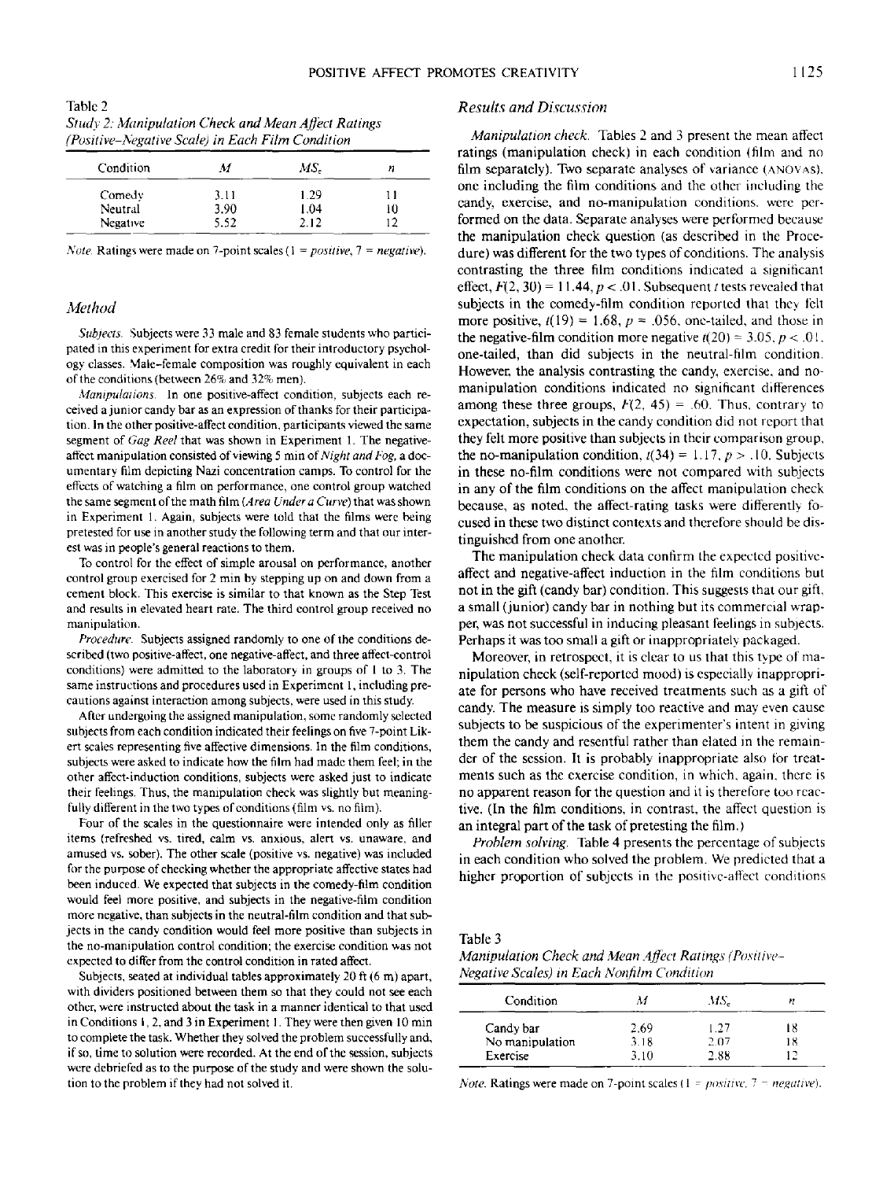Table 2
*Study 2: Manipulation Check and Mean Affect Ratings (Positive–Negative Scale) in Each Film Condition*

| Condition | $M$ | $MS_e$ | $n$ |
|---|---|---|---|
| Comedy | 3.11 | 1.29 | 11 |
| Neutral | 3.90 | 1.04 | 10 |
| Negative | 5.52 | 2.12 | 12 |

*Note.* Ratings were made on 7-point scales (1 = *positive*, 7 = *negative*).

## Method

*Subjects.* Subjects were 33 male and 83 female students who participated in this experiment for extra credit for their introductory psychology classes. Male–female composition was roughly equivalent in each of the conditions (between 26% and 32% men).

*Manipulations.* In one positive-affect condition, subjects each received a junior candy bar as an expression of thanks for their participation. In the other positive-affect condition, participants viewed the same segment of *Gag Reel* that was shown in Experiment 1. The negative-affect manipulation consisted of viewing 5 min of *Night and Fog*, a documentary film depicting Nazi concentration camps. To control for the effects of watching a film on performance, one control group watched the same segment of the math film (*Area Under a Curve*) that was shown in Experiment 1. Again, subjects were told that the films were being pretested for use in another study the following term and that our interest was in people's general reactions to them.

To control for the effect of simple arousal on performance, another control group exercised for 2 min by stepping up on and down from a cement block. This exercise is similar to that known as the Step Test and results in elevated heart rate. The third control group received no manipulation.

*Procedure.* Subjects assigned randomly to one of the conditions described (two positive-affect, one negative-affect, and three affect-control conditions) were admitted to the laboratory in groups of 1 to 3. The same instructions and procedures used in Experiment 1, including precautions against interaction among subjects, were used in this study.

After undergoing the assigned manipulation, some randomly selected subjects from each condition indicated their feelings on five 7-point Likert scales representing five affective dimensions. In the film conditions, subjects were asked to indicate how the film had made them feel; in the other affect-induction conditions, subjects were asked just to indicate their feelings. Thus, the manipulation check was slightly but meaningfully different in the two types of conditions (film vs. no film).

Four of the scales in the questionnaire were intended only as filler items (refreshed vs. tired, calm vs. anxious, alert vs. unaware, and amused vs. sober). The other scale (positive vs. negative) was included for the purpose of checking whether the appropriate affective states had been induced. We expected that subjects in the comedy-film condition would feel more positive, and subjects in the negative-film condition more negative, than subjects in the neutral-film condition and that subjects in the candy condition would feel more positive than subjects in the no-manipulation control condition; the exercise condition was not expected to differ from the control condition in rated affect.

Subjects, seated at individual tables approximately 20 ft (6 m) apart, with dividers positioned between them so that they could not see each other, were instructed about the task in a manner identical to that used in Conditions 1, 2, and 3 in Experiment 1. They were then given 10 min to complete the task. Whether they solved the problem successfully and, if so, time to solution were recorded. At the end of the session, subjects were debriefed as to the purpose of the study and were shown the solution to the problem if they had not solved it.

## Results and Discussion

*Manipulation check.* Tables 2 and 3 present the mean affect ratings (manipulation check) in each condition (film and no film separately). Two separate analyses of variance (ANOVAs), one including the film conditions and the other including the candy, exercise, and no-manipulation conditions, were performed on the data. Separate analyses were performed because the manipulation check question (as described in the Procedure) was different for the two types of conditions. The analysis contrasting the three film conditions indicated a significant effect, $F(2, 30) = 11.44$, $p < .01$. Subsequent $t$ tests revealed that subjects in the comedy-film condition reported that they felt more positive, $t(19) = 1.68$, $p = .056$, one-tailed, and those in the negative-film condition more negative $t(20) = 3.05$, $p < .01$, one-tailed, than did subjects in the neutral-film condition. However, the analysis contrasting the candy, exercise, and no-manipulation conditions indicated no significant differences among these three groups, $F(2, 45) = .60$. Thus, contrary to expectation, subjects in the candy condition did not report that they felt more positive than subjects in their comparison group, the no-manipulation condition, $t(34) = 1.17$, $p > .10$. Subjects in these no-film conditions were not compared with subjects in any of the film conditions on the affect manipulation check because, as noted, the affect-rating tasks were differently focused in these two distinct contexts and therefore should be distinguished from one another.

The manipulation check data confirm the expected positive-affect and negative-affect induction in the film conditions but not in the gift (candy bar) condition. This suggests that our gift, a small (junior) candy bar in nothing but its commercial wrapper, was not successful in inducing pleasant feelings in subjects. Perhaps it was too small a gift or inappropriately packaged.

Moreover, in retrospect, it is clear to us that this type of manipulation check (self-reported mood) is especially inappropriate for persons who have received treatments such as a gift of candy. The measure is simply too reactive and may even cause subjects to be suspicious of the experimenter's intent in giving them the candy and resentful rather than elated in the remainder of the session. It is probably inappropriate also for treatments such as the exercise condition, in which, again, there is no apparent reason for the question and it is therefore too reactive. (In the film conditions, in contrast, the affect question is an integral part of the task of pretesting the film.)

*Problem solving.* Table 4 presents the percentage of subjects in each condition who solved the problem. We predicted that a higher proportion of subjects in the positive-affect conditions

Table 3
*Manipulation Check and Mean Affect Ratings (Positive–Negative Scales) in Each Nonfilm Condition*

| Condition | $M$ | $MS_e$ | $n$ |
|---|---|---|---|
| Candy bar | 2.69 | 1.27 | 18 |
| No manipulation | 3.18 | 2.07 | 18 |
| Exercise | 3.10 | 2.88 | 12 |

*Note.* Ratings were made on 7-point scales (1 = *positive*, 7 = *negative*).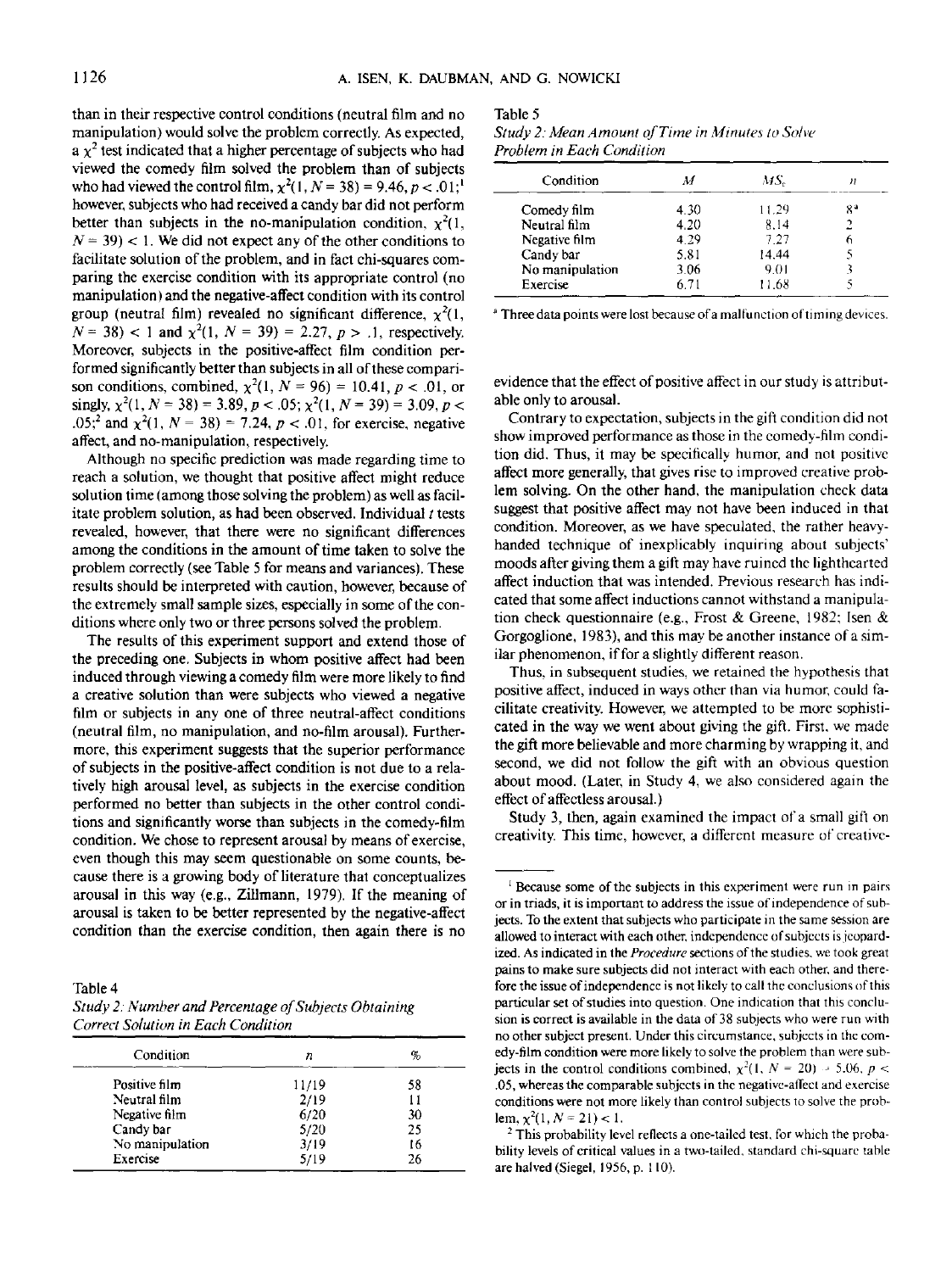than in their respective control conditions (neutral film and no manipulation) would solve the problem correctly. As expected, a $\chi^2$ test indicated that a higher percentage of subjects who had viewed the comedy film solved the problem than of subjects who had viewed the control film, $\chi^2(1, N = 38) = 9.46, p < .01$;[1] however, subjects who had received a candy bar did not perform better than subjects in the no-manipulation condition, $\chi^2(1, N = 39) < 1$. We did not expect any of the other conditions to facilitate solution of the problem, and in fact chi-squares comparing the exercise condition with its appropriate control (no manipulation) and the negative-affect condition with its control group (neutral film) revealed no significant difference, $\chi^2(1, N = 38) < 1$ and $\chi^2(1, N = 39) = 2.27, p > .1$, respectively. Moreover, subjects in the positive-affect film condition performed significantly better than subjects in all of these comparison conditions, combined, $\chi^2(1, N = 96) = 10.41, p < .01$, or singly, $\chi^2(1, N = 38) = 3.89, p < .05$; $\chi^2(1, N = 39) = 3.09, p < .05$;[2] and $\chi^2(1, N = 38) = 7.24, p < .01$, for exercise, negative affect, and no-manipulation, respectively.

Although no specific prediction was made regarding time to reach a solution, we thought that positive affect might reduce solution time (among those solving the problem) as well as facilitate problem solution, as had been observed. Individual $t$ tests revealed, however, that there were no significant differences among the conditions in the amount of time taken to solve the problem correctly (see Table 5 for means and variances). These results should be interpreted with caution, however, because of the extremely small sample sizes, especially in some of the conditions where only two or three persons solved the problem.

The results of this experiment support and extend those of the preceding one. Subjects in whom positive affect had been induced through viewing a comedy film were more likely to find a creative solution than were subjects who viewed a negative film or subjects in any one of three neutral-affect conditions (neutral film, no manipulation, and no-film arousal). Furthermore, this experiment suggests that the superior performance of subjects in the positive-affect condition is not due to a relatively high arousal level, as subjects in the exercise condition performed no better than subjects in the other control conditions and significantly worse than subjects in the comedy-film condition. We chose to represent arousal by means of exercise, even though this may seem questionable on some counts, because there is a growing body of literature that conceptualizes arousal in this way (e.g., Zillmann, 1979). If the meaning of arousal is taken to be better represented by the negative-affect condition than the exercise condition, then again there is no evidence that the effect of positive affect in our study is attributable only to arousal.

Table 4
*Study 2: Number and Percentage of Subjects Obtaining Correct Solution in Each Condition*

| Condition | $n$ | % |
|---|---|---|
| Positive film | 11/19 | 58 |
| Neutral film | 2/19 | 11 |
| Negative film | 6/20 | 30 |
| Candy bar | 5/20 | 25 |
| No manipulation | 3/19 | 16 |
| Exercise | 5/19 | 26 |

Table 5
*Study 2: Mean Amount of Time in Minutes to Solve Problem in Each Condition*

| Condition | $M$ | $MS_e$ | $n$ |
|---|---|---|---|
| Comedy film | 4.30 | 11.29 | 8[a] |
| Neutral film | 4.20 | 8.14 | 2 |
| Negative film | 4.29 | 7.27 | 6 |
| Candy bar | 5.81 | 14.44 | 5 |
| No manipulation | 3.06 | 9.01 | 3 |
| Exercise | 6.71 | 11.68 | 5 |

[a] Three data points were lost because of a malfunction of timing devices.

Contrary to expectation, subjects in the gift condition did not show improved performance as those in the comedy-film condition did. Thus, it may be specifically humor, and not positive affect more generally, that gives rise to improved creative problem solving. On the other hand, the manipulation check data suggest that positive affect may not have been induced in that condition. Moreover, as we have speculated, the rather heavy-handed technique of inexplicably inquiring about subjects' moods after giving them a gift may have ruined the lighthearted affect induction that was intended. Previous research has indicated that some affect inductions cannot withstand a manipulation check questionnaire (e.g., Frost & Greene, 1982; Isen & Gorgoglione, 1983), and this may be another instance of a similar phenomenon, if for a slightly different reason.

Thus, in subsequent studies, we retained the hypothesis that positive affect, induced in ways other than via humor, could facilitate creativity. However, we attempted to be more sophisticated in the way we went about giving the gift. First, we made the gift more believable and more charming by wrapping it, and second, we did not follow the gift with an obvious question about mood. (Later, in Study 4, we also considered again the effect of affectless arousal.)

Study 3, then, again examined the impact of a small gift on creativity. This time, however, a different measure of creative-

[1] Because some of the subjects in this experiment were run in pairs or in triads, it is important to address the issue of independence of subjects. To the extent that subjects who participate in the same session are allowed to interact with each other, independence of subjects is jeopardized. As indicated in the *Procedure* sections of the studies, we took great pains to make sure subjects did not interact with each other, and therefore the issue of independence is not likely to call the conclusions of this particular set of studies into question. One indication that this conclusion is correct is available in the data of 38 subjects who were run with no other subject present. Under this circumstance, subjects in the comedy-film condition were more likely to solve the problem than were subjects in the control conditions combined, $\chi^2(1, N = 20) = 5.06, p < .05$, whereas the comparable subjects in the negative-affect and exercise conditions were not more likely than control subjects to solve the problem, $\chi^2(1, N = 21) < 1$.

[2] This probability level reflects a one-tailed test, for which the probability levels of critical values in a two-tailed, standard chi-square table are halved (Siegel, 1956, p. 110).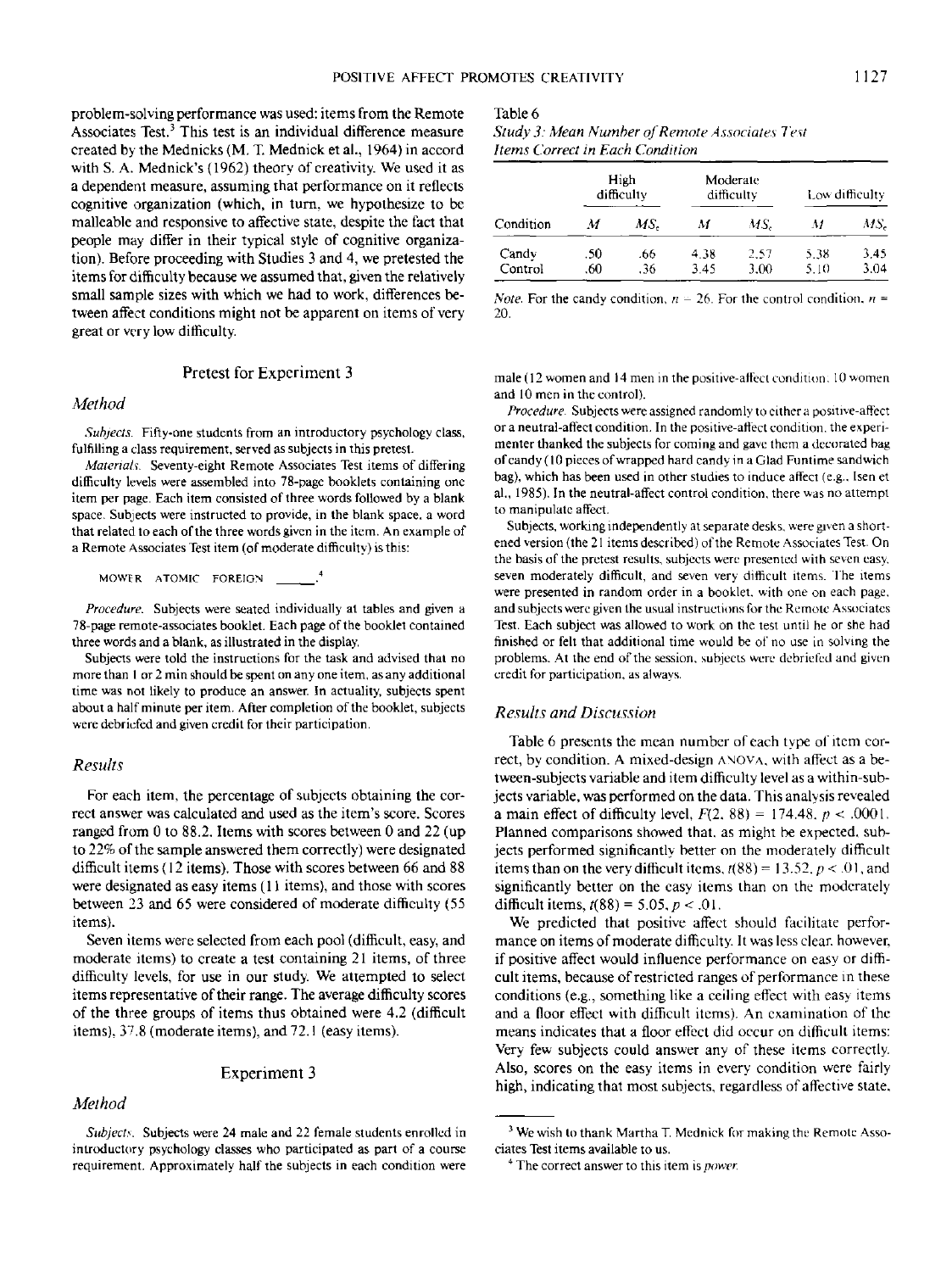problem-solving performance was used: items from the Remote Associates Test.[3] This test is an individual difference measure created by the Mednicks (M. T. Mednick et al., 1964) in accord with S. A. Mednick's (1962) theory of creativity. We used it as a dependent measure, assuming that performance on it reflects cognitive organization (which, in turn, we hypothesize to be malleable and responsive to affective state, despite the fact that people may differ in their typical style of cognitive organization). Before proceeding with Studies 3 and 4, we pretested the items for difficulty because we assumed that, given the relatively small sample sizes with which we had to work, differences between affect conditions might not be apparent on items of very great or very low difficulty.

## Pretest for Experiment 3

### Method

*Subjects.* Fifty-one students from an introductory psychology class, fulfilling a class requirement, served as subjects in this pretest.

*Materials.* Seventy-eight Remote Associates Test items of differing difficulty levels were assembled into 78-page booklets containing one item per page. Each item consisted of three words followed by a blank space. Subjects were instructed to provide, in the blank space, a word that related to each of the three words given in the item. An example of a Remote Associates Test item (of moderate difficulty) is this:

MOWER ATOMIC FOREIGN \_\_\_\_\_.[4]

*Procedure.* Subjects were seated individually at tables and given a 78-page remote-associates booklet. Each page of the booklet contained three words and a blank, as illustrated in the display.

Subjects were told the instructions for the task and advised that no more than 1 or 2 min should be spent on any one item, as any additional time was not likely to produce an answer. In actuality, subjects spent about a half minute per item. After completion of the booklet, subjects were debriefed and given credit for their participation.

### Results

For each item, the percentage of subjects obtaining the correct answer was calculated and used as the item's score. Scores ranged from 0 to 88.2. Items with scores between 0 and 22 (up to 22% of the sample answered them correctly) were designated difficult items (12 items). Those with scores between 66 and 88 were designated as easy items (11 items), and those with scores between 23 and 65 were considered of moderate difficulty (55 items).

Seven items were selected from each pool (difficult, easy, and moderate items) to create a test containing 21 items, of three difficulty levels, for use in our study. We attempted to select items representative of their range. The average difficulty scores of the three groups of items thus obtained were 4.2 (difficult items), 37.8 (moderate items), and 72.1 (easy items).

## Experiment 3

### Method

*Subjects.* Subjects were 24 male and 22 female students enrolled in introductory psychology classes who participated as part of a course requirement. Approximately half the subjects in each condition were male (12 women and 14 men in the positive-affect condition, 10 women and 10 men in the control).

*Procedure.* Subjects were assigned randomly to either a positive-affect or a neutral-affect condition. In the positive-affect condition, the experimenter thanked the subjects for coming and gave them a decorated bag of candy (10 pieces of wrapped hard candy in a Glad Funtime sandwich bag), which has been used in other studies to induce affect (e.g., Isen et al., 1985). In the neutral-affect control condition, there was no attempt to manipulate affect.

Subjects, working independently at separate desks, were given a shortened version (the 21 items described) of the Remote Associates Test. On the basis of the pretest results, subjects were presented with seven easy, seven moderately difficult, and seven very difficult items. The items were presented in random order in a booklet, with one on each page, and subjects were given the usual instructions for the Remote Associates Test. Each subject was allowed to work on the test until he or she had finished or felt that additional time would be of no use in solving the problems. At the end of the session, subjects were debriefed and given credit for participation, as always.

Table 6
*Study 3: Mean Number of Remote Associates Test Items Correct in Each Condition*

| Condition | High difficulty | | Moderate difficulty | | Low difficulty | |
|---|---|---|---|---|---|---|
| | $M$ | $MS_e$ | $M$ | $MS_e$ | $M$ | $MS_e$ |
| Candy | .50 | .66 | 4.38 | 2.57 | 5.38 | 3.45 |
| Control | .60 | .36 | 3.45 | 3.00 | 5.10 | 3.04 |

*Note.* For the candy condition, $n = 26$. For the control condition, $n = 20$.

### Results and Discussion

Table 6 presents the mean number of each type of item correct, by condition. A mixed-design ANOVA, with affect as a between-subjects variable and item difficulty level as a within-subjects variable, was performed on the data. This analysis revealed a main effect of difficulty level, $F(2, 88) = 174.48$, $p < .0001$. Planned comparisons showed that, as might be expected, subjects performed significantly better on the moderately difficult items than on the very difficult items, $t(88) = 13.52$, $p < .01$, and significantly better on the easy items than on the moderately difficult items, $t(88) = 5.05$, $p < .01$.

We predicted that positive affect should facilitate performance on items of moderate difficulty. It was less clear, however, if positive affect would influence performance on easy or difficult items, because of restricted ranges of performance in these conditions (e.g., something like a ceiling effect with easy items and a floor effect with difficult items). An examination of the means indicates that a floor effect did occur on difficult items: Very few subjects could answer any of these items correctly. Also, scores on the easy items in every condition were fairly high, indicating that most subjects, regardless of affective state,

[3] We wish to thank Martha T. Mednick for making the Remote Associates Test items available to us.

[4] The correct answer to this item is *power*.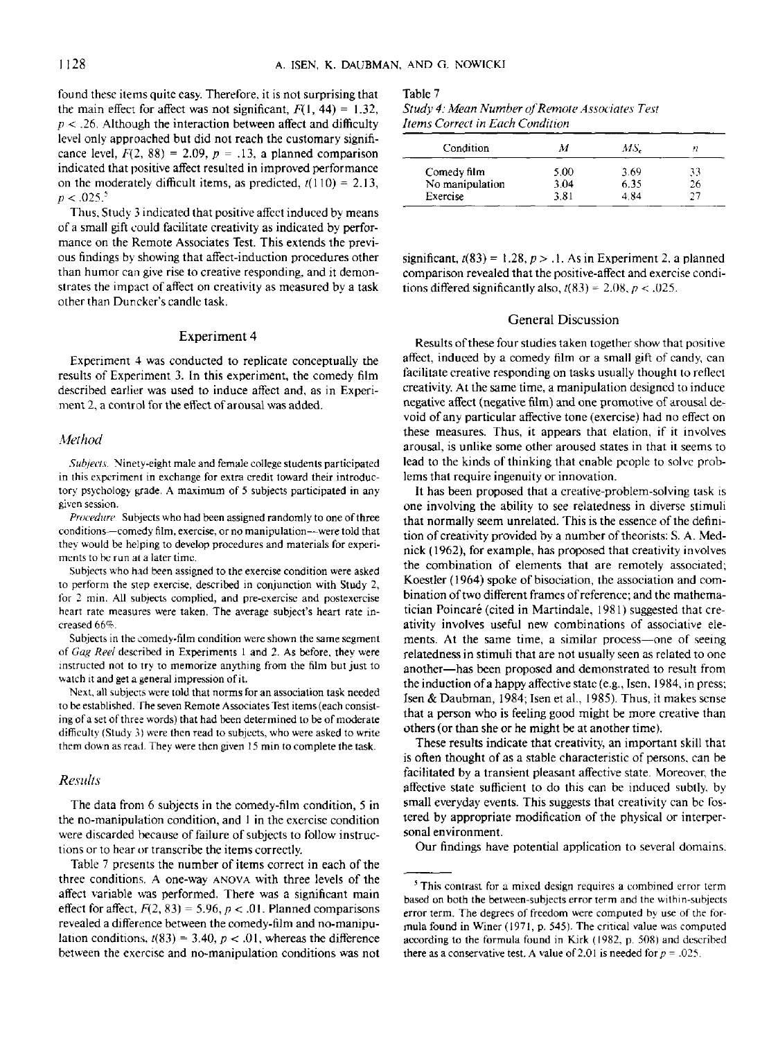found these items quite easy. Therefore, it is not surprising that the main effect for affect was not significant, $F(1, 44) = 1.32$, $p < .26$. Although the interaction between affect and difficulty level only approached but did not reach the customary significance level, $F(2, 88) = 2.09$, $p = .13$, a planned comparison indicated that positive affect resulted in improved performance on the moderately difficult items, as predicted, $t(110) = 2.13$, $p < .025$.[5]

Thus, Study 3 indicated that positive affect induced by means of a small gift could facilitate creativity as indicated by performance on the Remote Associates Test. This extends the previous findings by showing that affect-induction procedures other than humor can give rise to creative responding, and it demonstrates the impact of affect on creativity as measured by a task other than Duncker's candle task.

## Experiment 4

Experiment 4 was conducted to replicate conceptually the results of Experiment 3. In this experiment, the comedy film described earlier was used to induce affect and, as in Experiment 2, a control for the effect of arousal was added.

### *Method*

*Subjects.* Ninety-eight male and female college students participated in this experiment in exchange for extra credit toward their introductory psychology grade. A maximum of 5 subjects participated in any given session.

*Procedure.* Subjects who had been assigned randomly to one of three conditions—comedy film, exercise, or no manipulation—were told that they would be helping to develop procedures and materials for experiments to be run at a later time.

Subjects who had been assigned to the exercise condition were asked to perform the step exercise, described in conjunction with Study 2, for 2 min. All subjects complied, and pre-exercise and postexercise heart rate measures were taken. The average subject's heart rate increased 66%.

Subjects in the comedy-film condition were shown the same segment of *Gag Reel* described in Experiments 1 and 2. As before, they were instructed not to try to memorize anything from the film but just to watch it and get a general impression of it.

Next, all subjects were told that norms for an association task needed to be established. The seven Remote Associates Test items (each consisting of a set of three words) that had been determined to be of moderate difficulty (Study 3) were then read to subjects, who were asked to write them down as read. They were then given 15 min to complete the task.

### *Results*

The data from 6 subjects in the comedy-film condition, 5 in the no-manipulation condition, and 1 in the exercise condition were discarded because of failure of subjects to follow instructions or to hear or transcribe the items correctly.

Table 7 presents the number of items correct in each of the three conditions. A one-way ANOVA with three levels of the affect variable was performed. There was a significant main effect for affect, $F(2, 83) = 5.96$, $p < .01$. Planned comparisons revealed a difference between the comedy-film and no-manipulation conditions, $t(83) = 3.40$, $p < .01$, whereas the difference between the exercise and no-manipulation conditions was not significant, $t(83) = 1.28$, $p > .1$. As in Experiment 2, a planned comparison revealed that the positive-affect and exercise conditions differed significantly also, $t(83) = 2.08$, $p < .025$.

Table 7
*Study 4: Mean Number of Remote Associates Test Items Correct in Each Condition*

| Condition | $M$ | $MS_e$ | $n$ |
|---|---|---|---|
| Comedy film | 5.00 | 3.69 | 33 |
| No manipulation | 3.04 | 6.35 | 26 |
| Exercise | 3.81 | 4.84 | 27 |

## General Discussion

Results of these four studies taken together show that positive affect, induced by a comedy film or a small gift of candy, can facilitate creative responding on tasks usually thought to reflect creativity. At the same time, a manipulation designed to induce negative affect (negative film) and one promotive of arousal devoid of any particular affective tone (exercise) had no effect on these measures. Thus, it appears that elation, if it involves arousal, is unlike some other aroused states in that it seems to lead to the kinds of thinking that enable people to solve problems that require ingenuity or innovation.

It has been proposed that a creative-problem-solving task is one involving the ability to see relatedness in diverse stimuli that normally seem unrelated. This is the essence of the definition of creativity provided by a number of theorists: S. A. Mednick (1962), for example, has proposed that creativity involves the combination of elements that are remotely associated; Koestler (1964) spoke of bisociation, the association and combination of two different frames of reference; and the mathematician Poincaré (cited in Martindale, 1981) suggested that creativity involves useful new combinations of associative elements. At the same time, a similar process—one of seeing relatedness in stimuli that are not usually seen as related to one another—has been proposed and demonstrated to result from the induction of a happy affective state (e.g., Isen, 1984, in press; Isen & Daubman, 1984; Isen et al., 1985). Thus, it makes sense that a person who is feeling good might be more creative than others (or than she or he might be at another time).

These results indicate that creativity, an important skill that is often thought of as a stable characteristic of persons, can be facilitated by a transient pleasant affective state. Moreover, the affective state sufficient to do this can be induced subtly, by small everyday events. This suggests that creativity can be fostered by appropriate modification of the physical or interpersonal environment.

Our findings have potential application to several domains.

---

[5] This contrast for a mixed design requires a combined error term based on both the between-subjects error term and the within-subjects error term. The degrees of freedom were computed by use of the formula found in Winer (1971, p. 545). The critical value was computed according to the formula found in Kirk (1982, p. 508) and described there as a conservative test. A value of 2.01 is needed for $p = .025$.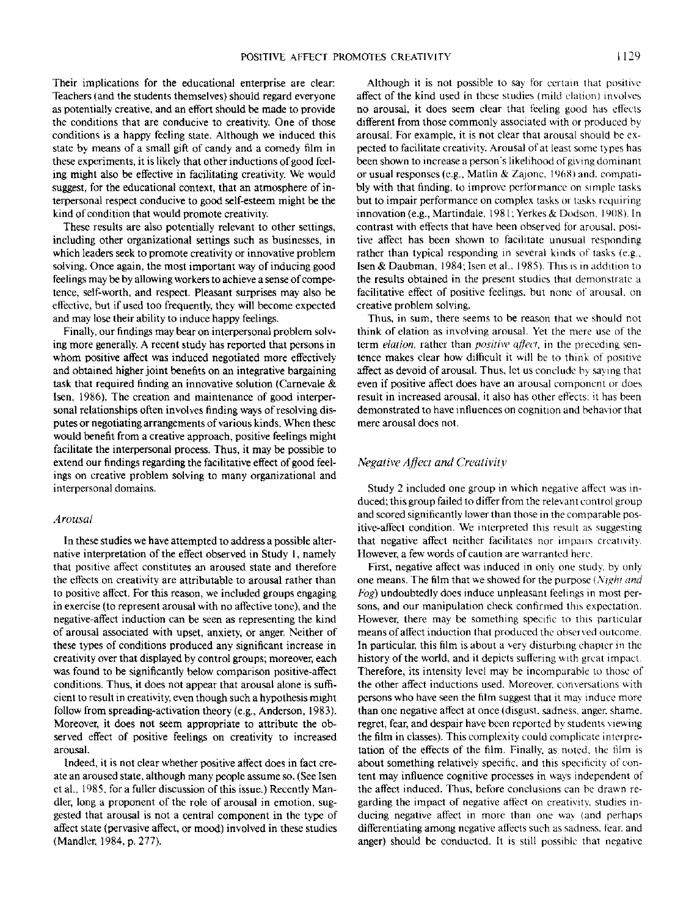Their implications for the educational enterprise are clear: Teachers (and the students themselves) should regard everyone as potentially creative, and an effort should be made to provide the conditions that are conducive to creativity. One of those conditions is a happy feeling state. Although we induced this state by means of a small gift of candy and a comedy film in these experiments, it is likely that other inductions of good feeling might also be effective in facilitating creativity. We would suggest, for the educational context, that an atmosphere of interpersonal respect conducive to good self-esteem might be the kind of condition that would promote creativity.

These results are also potentially relevant to other settings, including other organizational settings such as businesses, in which leaders seek to promote creativity or innovative problem solving. Once again, the most important way of inducing good feelings may be by allowing workers to achieve a sense of competence, self-worth, and respect. Pleasant surprises may also be effective, but if used too frequently, they will become expected and may lose their ability to induce happy feelings.

Finally, our findings may bear on interpersonal problem solving more generally. A recent study has reported that persons in whom positive affect was induced negotiated more effectively and obtained higher joint benefits on an integrative bargaining task that required finding an innovative solution (Carnevale & Isen, 1986). The creation and maintenance of good interpersonal relationships often involves finding ways of resolving disputes or negotiating arrangements of various kinds. When these would benefit from a creative approach, positive feelings might facilitate the interpersonal process. Thus, it may be possible to extend our findings regarding the facilitative effect of good feelings on creative problem solving to many organizational and interpersonal domains.

### *Arousal*

In these studies we have attempted to address a possible alternative interpretation of the effect observed in Study 1, namely that positive affect constitutes an aroused state and therefore the effects on creativity are attributable to arousal rather than to positive affect. For this reason, we included groups engaging in exercise (to represent arousal with no affective tone), and the negative-affect induction can be seen as representing the kind of arousal associated with upset, anxiety, or anger. Neither of these types of conditions produced any significant increase in creativity over that displayed by control groups; moreover, each was found to be significantly below comparison positive-affect conditions. Thus, it does not appear that arousal alone is sufficient to result in creativity, even though such a hypothesis might follow from spreading-activation theory (e.g., Anderson, 1983). Moreover, it does not seem appropriate to attribute the observed effect of positive feelings on creativity to increased arousal.

Indeed, it is not clear whether positive affect does in fact create an aroused state, although many people assume so. (See Isen et al., 1985, for a fuller discussion of this issue.) Recently Mandler, long a proponent of the role of arousal in emotion, suggested that arousal is not a central component in the type of affect state (pervasive affect, or mood) involved in these studies (Mandler, 1984, p. 277).

Although it is not possible to say for certain that positive affect of the kind used in these studies (mild elation) involves no arousal, it does seem clear that feeling good has effects different from those commonly associated with or produced by arousal. For example, it is not clear that arousal should be expected to facilitate creativity. Arousal of at least some types has been shown to increase a person's likelihood of giving dominant or usual responses (e.g., Matlin & Zajonc, 1968) and, compatibly with that finding, to improve performance on simple tasks but to impair performance on complex tasks or tasks requiring innovation (e.g., Martindale, 1981; Yerkes & Dodson, 1908). In contrast with effects that have been observed for arousal, positive affect has been shown to facilitate unusual responding rather than typical responding in several kinds of tasks (e.g., Isen & Daubman, 1984; Isen et al., 1985). This is in addition to the results obtained in the present studies that demonstrate a facilitative effect of positive feelings, but none of arousal, on creative problem solving.

Thus, in sum, there seems to be reason that we should not think of elation as involving arousal. Yet the mere use of the term *elation*, rather than *positive affect*, in the preceding sentence makes clear how difficult it will be to think of positive affect as devoid of arousal. Thus, let us conclude by saying that even if positive affect does have an arousal component or does result in increased arousal, it also has other effects: it has been demonstrated to have influences on cognition and behavior that mere arousal does not.

### *Negative Affect and Creativity*

Study 2 included one group in which negative affect was induced; this group failed to differ from the relevant control group and scored significantly lower than those in the comparable positive-affect condition. We interpreted this result as suggesting that negative affect neither facilitates nor impairs creativity. However, a few words of caution are warranted here.

First, negative affect was induced in only one study, by only one means. The film that we showed for the purpose (*Night and Fog*) undoubtedly does induce unpleasant feelings in most persons, and our manipulation check confirmed this expectation. However, there may be something specific to this particular means of affect induction that produced the observed outcome. In particular, this film is about a very disturbing chapter in the history of the world, and it depicts suffering with great impact. Therefore, its intensity level may be incomparable to those of the other affect inductions used. Moreover, conversations with persons who have seen the film suggest that it may induce more than one negative affect at once (disgust, sadness, anger, shame, regret, fear, and despair have been reported by students viewing the film in classes). This complexity could complicate interpretation of the effects of the film. Finally, as noted, the film is about something relatively specific, and this specificity of content may influence cognitive processes in ways independent of the affect induced. Thus, before conclusions can be drawn regarding the impact of negative affect on creativity, studies inducing negative affect in more than one way (and perhaps differentiating among negative affects such as sadness, fear, and anger) should be conducted. It is still possible that negative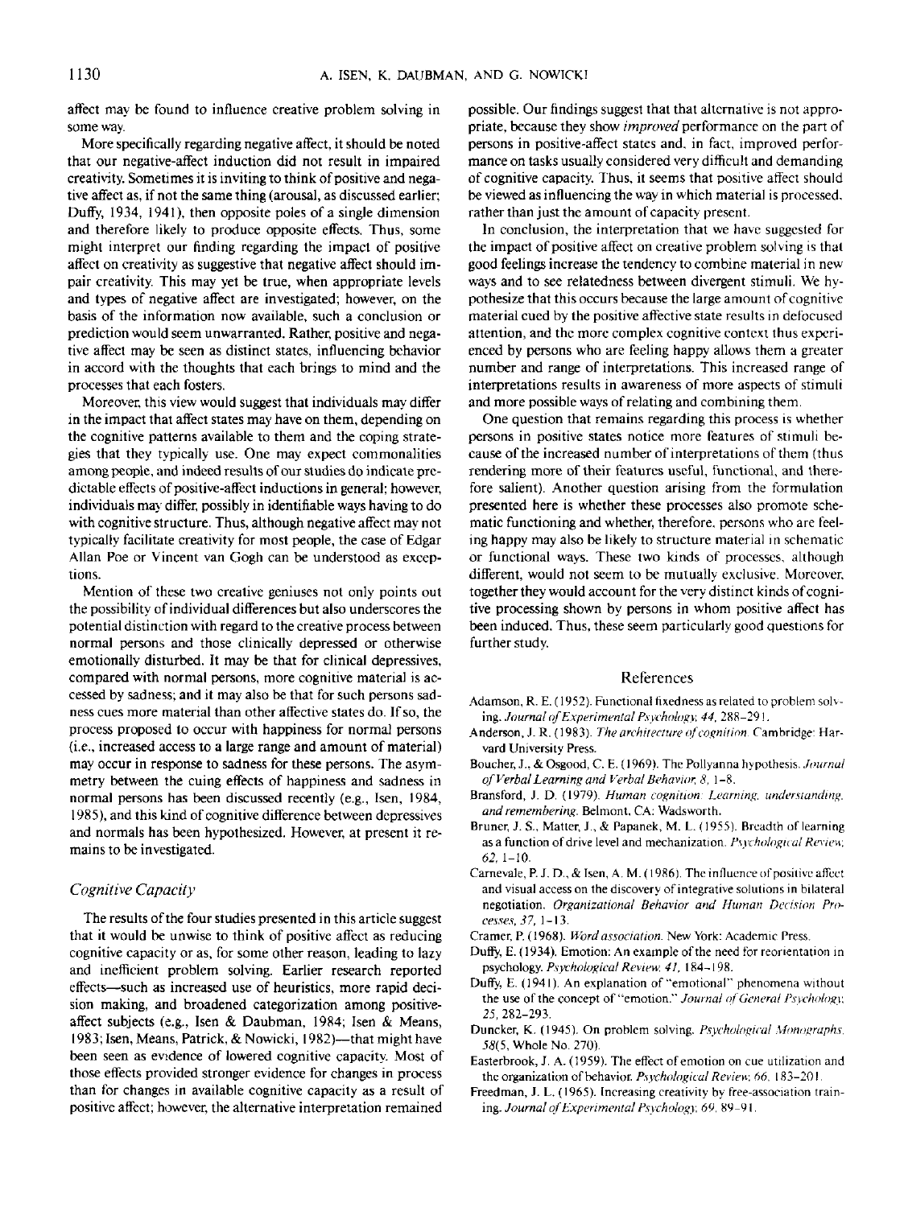affect may be found to influence creative problem solving in some way.

More specifically regarding negative affect, it should be noted that our negative-affect induction did not result in impaired creativity. Sometimes it is inviting to think of positive and negative affect as, if not the same thing (arousal, as discussed earlier; Duffy, 1934, 1941), then opposite poles of a single dimension and therefore likely to produce opposite effects. Thus, some might interpret our finding regarding the impact of positive affect on creativity as suggestive that negative affect should impair creativity. This may yet be true, when appropriate levels and types of negative affect are investigated; however, on the basis of the information now available, such a conclusion or prediction would seem unwarranted. Rather, positive and negative affect may be seen as distinct states, influencing behavior in accord with the thoughts that each brings to mind and the processes that each fosters.

Moreover, this view would suggest that individuals may differ in the impact that affect states may have on them, depending on the cognitive patterns available to them and the coping strategies that they typically use. One may expect commonalities among people, and indeed results of our studies do indicate predictable effects of positive-affect inductions in general; however, individuals may differ, possibly in identifiable ways having to do with cognitive structure. Thus, although negative affect may not typically facilitate creativity for most people, the case of Edgar Allan Poe or Vincent van Gogh can be understood as exceptions.

Mention of these two creative geniuses not only points out the possibility of individual differences but also underscores the potential distinction with regard to the creative process between normal persons and those clinically depressed or otherwise emotionally disturbed. It may be that for clinical depressives, compared with normal persons, more cognitive material is accessed by sadness; and it may also be that for such persons sadness cues more material than other affective states do. If so, the process proposed to occur with happiness for normal persons (i.e., increased access to a large range and amount of material) may occur in response to sadness for these persons. The asymmetry between the cuing effects of happiness and sadness in normal persons has been discussed recently (e.g., Isen, 1984, 1985), and this kind of cognitive difference between depressives and normals has been hypothesized. However, at present it remains to be investigated.

### *Cognitive Capacity*

The results of the four studies presented in this article suggest that it would be unwise to think of positive affect as reducing cognitive capacity or as, for some other reason, leading to lazy and inefficient problem solving. Earlier research reported effects—such as increased use of heuristics, more rapid decision making, and broadened categorization among positive-affect subjects (e.g., Isen & Daubman, 1984; Isen & Means, 1983; Isen, Means, Patrick, & Nowicki, 1982)—that might have been seen as evidence of lowered cognitive capacity. Most of those effects provided stronger evidence for changes in process than for changes in available cognitive capacity as a result of positive affect; however, the alternative interpretation remained possible. Our findings suggest that that alternative is not appropriate, because they show *improved* performance on the part of persons in positive-affect states and, in fact, improved performance on tasks usually considered very difficult and demanding of cognitive capacity. Thus, it seems that positive affect should be viewed as influencing the way in which material is processed, rather than just the amount of capacity present.

In conclusion, the interpretation that we have suggested for the impact of positive affect on creative problem solving is that good feelings increase the tendency to combine material in new ways and to see relatedness between divergent stimuli. We hypothesize that this occurs because the large amount of cognitive material cued by the positive affective state results in defocused attention, and the more complex cognitive context thus experienced by persons who are feeling happy allows them a greater number and range of interpretations. This increased range of interpretations results in awareness of more aspects of stimuli and more possible ways of relating and combining them.

One question that remains regarding this process is whether persons in positive states notice more features of stimuli because of the increased number of interpretations of them (thus rendering more of their features useful, functional, and therefore salient). Another question arising from the formulation presented here is whether these processes also promote schematic functioning and whether, therefore, persons who are feeling happy may also be likely to structure material in schematic or functional ways. These two kinds of processes, although different, would not seem to be mutually exclusive. Moreover, together they would account for the very distinct kinds of cognitive processing shown by persons in whom positive affect has been induced. Thus, these seem particularly good questions for further study.

## References

Adamson, R. E. (1952). Functional fixedness as related to problem solving. *Journal of Experimental Psychology, 44,* 288–291.

Anderson, J. R. (1983). *The architecture of cognition.* Cambridge: Harvard University Press.

Boucher, J., & Osgood, C. E. (1969). The Pollyanna hypothesis. *Journal of Verbal Learning and Verbal Behavior, 8,* 1–8.

Bransford, J. D. (1979). *Human cognition: Learning, understanding, and remembering.* Belmont, CA: Wadsworth.

Bruner, J. S., Matter, J., & Papanek, M. L. (1955). Breadth of learning as a function of drive level and mechanization. *Psychological Review, 62,* 1–10.

Carnevale, P. J. D., & Isen, A. M. (1986). The influence of positive affect and visual access on the discovery of integrative solutions in bilateral negotiation. *Organizational Behavior and Human Decision Processes, 37,* 1–13.

Cramer, P. (1968). *Word association.* New York: Academic Press.

Duffy, E. (1934). Emotion: An example of the need for reorientation in psychology. *Psychological Review, 41,* 184–198.

Duffy, E. (1941). An explanation of "emotional" phenomena without the use of the concept of "emotion." *Journal of General Psychology, 25,* 282–293.

Duncker, K. (1945). On problem solving. *Psychological Monographs, 58*(5, Whole No. 270).

Easterbrook, J. A. (1959). The effect of emotion on cue utilization and the organization of behavior. *Psychological Review, 66,* 183–201.

Freedman, J. L. (1965). Increasing creativity by free-association training. *Journal of Experimental Psychology, 69,* 89–91.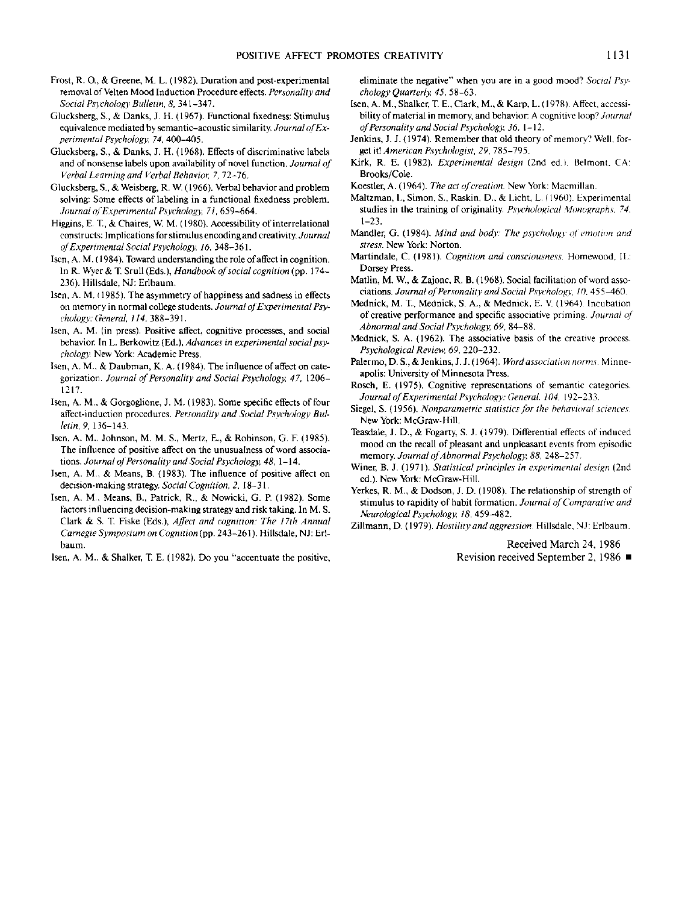Frost, R. O., & Greene, M. L. (1982). Duration and post-experimental removal of Velten Mood Induction Procedure effects. *Personality and Social Psychology Bulletin, 8*, 341–347.

Glucksberg, S., & Danks, J. H. (1967). Functional fixedness: Stimulus equivalence mediated by semantic–acoustic similarity. *Journal of Experimental Psychology, 74*, 400–405.

Glucksberg, S., & Danks, J. H. (1968). Effects of discriminative labels and of nonsense labels upon availability of novel function. *Journal of Verbal Learning and Verbal Behavior, 7*, 72–76.

Glucksberg, S., & Weisberg, R. W. (1966). Verbal behavior and problem solving: Some effects of labeling in a functional fixedness problem. *Journal of Experimental Psychology, 71*, 659–664.

Higgins, E. T., & Chaires, W. M. (1980). Accessibility of interrelational constructs: Implications for stimulus encoding and creativity. *Journal of Experimental Social Psychology, 16*, 348–361.

Isen, A. M. (1984). Toward understanding the role of affect in cognition. In R. Wyer & T. Srull (Eds.), *Handbook of social cognition* (pp. 174–236). Hillsdale, NJ: Erlbaum.

Isen, A. M. (1985). The asymmetry of happiness and sadness in effects on memory in normal college students. *Journal of Experimental Psychology: General, 114*, 388–391.

Isen, A. M. (in press). Positive affect, cognitive processes, and social behavior. In L. Berkowitz (Ed.), *Advances in experimental social psychology*. New York: Academic Press.

Isen, A. M., & Daubman, K. A. (1984). The influence of affect on categorization. *Journal of Personality and Social Psychology, 47*, 1206–1217.

Isen, A. M., & Gorgoglione, J. M. (1983). Some specific effects of four affect-induction procedures. *Personality and Social Psychology Bulletin, 9*, 136–143.

Isen, A. M., Johnson, M. M. S., Mertz, E., & Robinson, G. F. (1985). The influence of positive affect on the unusualness of word associations. *Journal of Personality and Social Psychology, 48*, 1–14.

Isen, A. M., & Means, B. (1983). The influence of positive affect on decision-making strategy. *Social Cognition, 2*, 18–31.

Isen, A. M., Means, B., Patrick, R., & Nowicki, G. P. (1982). Some factors influencing decision-making strategy and risk taking. In M. S. Clark & S. T. Fiske (Eds.), *Affect and cognition: The 17th Annual Carnegie Symposium on Cognition* (pp. 243–261). Hillsdale, NJ: Erlbaum.

Isen, A. M., & Shalker, T. E. (1982). Do you "accentuate the positive, eliminate the negative" when you are in a good mood? *Social Psychology Quarterly, 45*, 58–63.

Isen, A. M., Shalker, T. E., Clark, M., & Karp, L. (1978). Affect, accessibility of material in memory, and behavior: A cognitive loop? *Journal of Personality and Social Psychology, 36*, 1–12.

Jenkins, J. J. (1974). Remember that old theory of memory? Well, forget it! *American Psychologist, 29*, 785–795.

Kirk, R. E. (1982). *Experimental design* (2nd ed.). Belmont, CA: Brooks/Cole.

Koestler, A. (1964). *The act of creation*. New York: Macmillan.

Maltzman, I., Simon, S., Raskin, D., & Licht, L. (1960). Experimental studies in the training of originality. *Psychological Monographs, 74*, 1–23.

Mandler, G. (1984). *Mind and body: The psychology of emotion and stress*. New York: Norton.

Martindale, C. (1981). *Cognition and consciousness*. Homewood, IL: Dorsey Press.

Matlin, M. W., & Zajonc, R. B. (1968). Social facilitation of word associations. *Journal of Personality and Social Psychology, 10*, 455–460.

Mednick, M. T., Mednick, S. A., & Mednick, E. V. (1964). Incubation of creative performance and specific associative priming. *Journal of Abnormal and Social Psychology, 69*, 84–88.

Mednick, S. A. (1962). The associative basis of the creative process. *Psychological Review, 69*, 220–232.

Palermo, D. S., & Jenkins, J. J. (1964). *Word association norms*. Minneapolis: University of Minnesota Press.

Rosch, E. (1975). Cognitive representations of semantic categories. *Journal of Experimental Psychology: General, 104*, 192–233.

Siegel, S. (1956). *Nonparametric statistics for the behavioral sciences*. New York: McGraw-Hill.

Teasdale, J. D., & Fogarty, S. J. (1979). Differential effects of induced mood on the recall of pleasant and unpleasant events from episodic memory. *Journal of Abnormal Psychology, 88*, 248–257.

Winer, B. J. (1971). *Statistical principles in experimental design* (2nd ed.). New York: McGraw-Hill.

Yerkes, R. M., & Dodson, J. D. (1908). The relationship of strength of stimulus to rapidity of habit formation. *Journal of Comparative and Neurological Psychology, 18*, 459–482.

Zillmann, D. (1979). *Hostility and aggression*. Hillsdale, NJ: Erlbaum.

Received March 24, 1986

Revision received September 2, 1986 ■